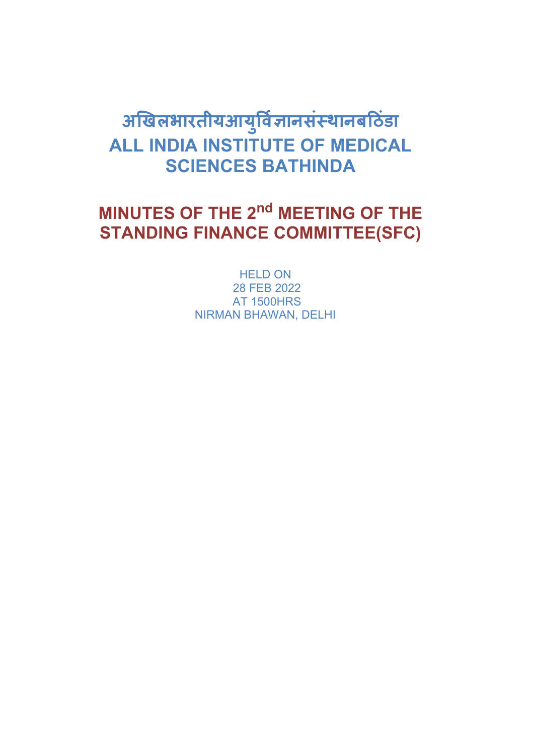# अखिलभारतीयआयुर्विज्ञानसंस्थानबठिंडा

# ALL INDIA INSTITUTE OF MEDICAL SCIENCES BATHINDA

## MINUTES OF THE 2nd MEETING OF THE STANDING FINANCE COMMITTEE(SFC)

HELD ON
28 FEB 2022
AT 1500HRS
NIRMAN BHAWAN, DELHI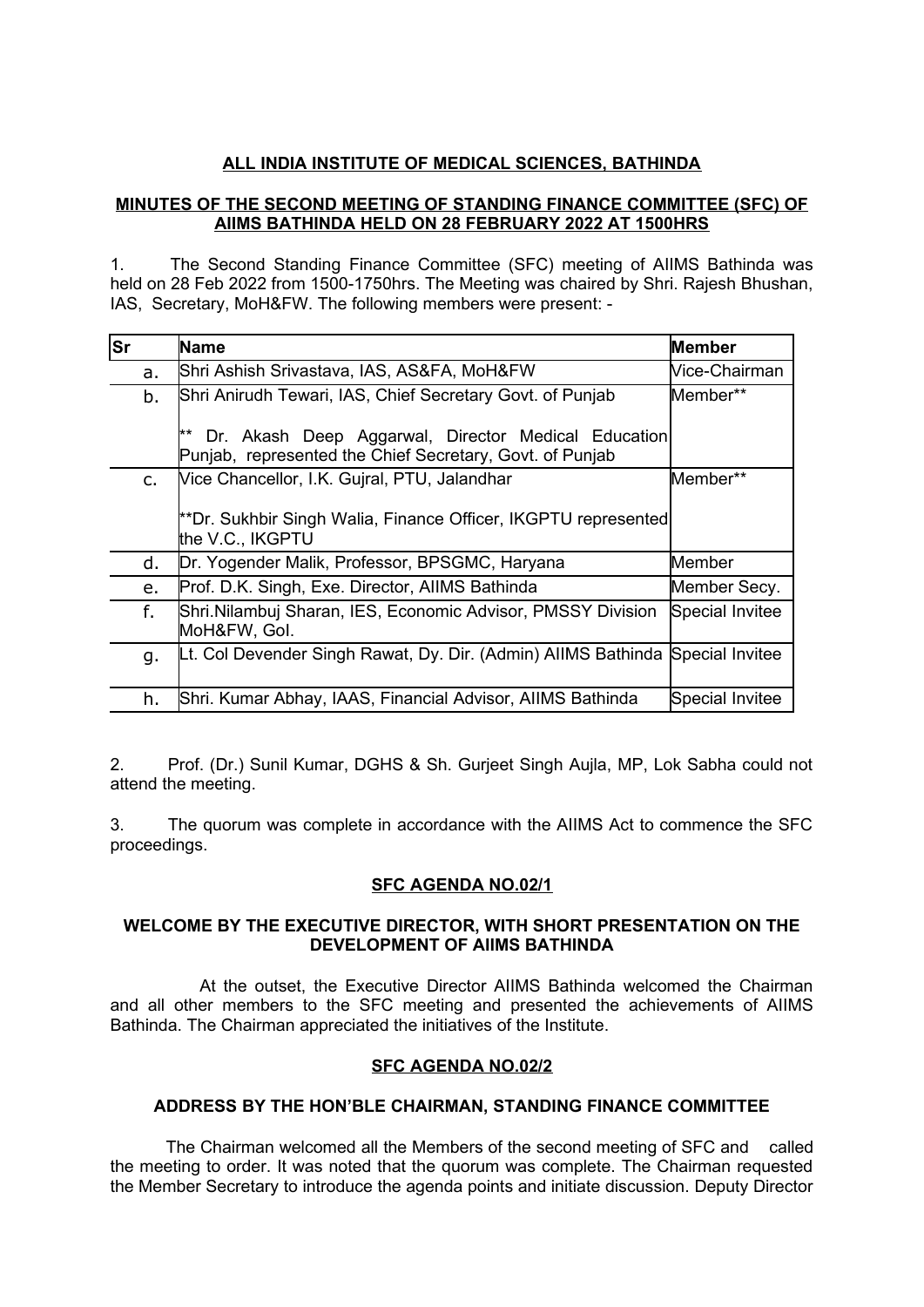## ALL INDIA INSTITUTE OF MEDICAL SCIENCES, BATHINDA

### MINUTES OF THE SECOND MEETING OF STANDING FINANCE COMMITTEE (SFC) OF AIIMS BATHINDA HELD ON 28 FEBRUARY 2022 AT 1500HRS

1. The Second Standing Finance Committee (SFC) meeting of AIIMS Bathinda was held on 28 Feb 2022 from 1500-1750hrs. The Meeting was chaired by Shri. Rajesh Bhushan, IAS, Secretary, MoH&FW. The following members were present: -

| Sr | Name | Member |
|---|---|---|
| a. | Shri Ashish Srivastava, IAS, AS&FA, MoH&FW | Vice-Chairman |
| b. | Shri Anirudh Tewari, IAS, Chief Secretary Govt. of Punjab<br><br>** Dr. Akash Deep Aggarwal, Director Medical Education Punjab, represented the Chief Secretary, Govt. of Punjab | Member** |
| c. | Vice Chancellor, I.K. Gujral, PTU, Jalandhar<br><br>**Dr. Sukhbir Singh Walia, Finance Officer, IKGPTU represented the V.C., IKGPTU | Member** |
| d. | Dr. Yogender Malik, Professor, BPSGMC, Haryana | Member |
| e. | Prof. D.K. Singh, Exe. Director, AIIMS Bathinda | Member Secy. |
| f. | Shri.Nilambuj Sharan, IES, Economic Advisor, PMSSY Division MoH&FW, GoI. | Special Invitee |
| g. | Lt. Col Devender Singh Rawat, Dy. Dir. (Admin) AIIMS Bathinda | Special Invitee |
| h. | Shri. Kumar Abhay, IAAS, Financial Advisor, AIIMS Bathinda | Special Invitee |

2. Prof. (Dr.) Sunil Kumar, DGHS & Sh. Gurjeet Singh Aujla, MP, Lok Sabha could not attend the meeting.

3. The quorum was complete in accordance with the AIIMS Act to commence the SFC proceedings.

### SFC AGENDA NO.02/1

### WELCOME BY THE EXECUTIVE DIRECTOR, WITH SHORT PRESENTATION ON THE DEVELOPMENT OF AIIMS BATHINDA

At the outset, the Executive Director AIIMS Bathinda welcomed the Chairman and all other members to the SFC meeting and presented the achievements of AIIMS Bathinda. The Chairman appreciated the initiatives of the Institute.

### SFC AGENDA NO.02/2

### ADDRESS BY THE HON'BLE CHAIRMAN, STANDING FINANCE COMMITTEE

The Chairman welcomed all the Members of the second meeting of SFC and called the meeting to order. It was noted that the quorum was complete. The Chairman requested the Member Secretary to introduce the agenda points and initiate discussion. Deputy Director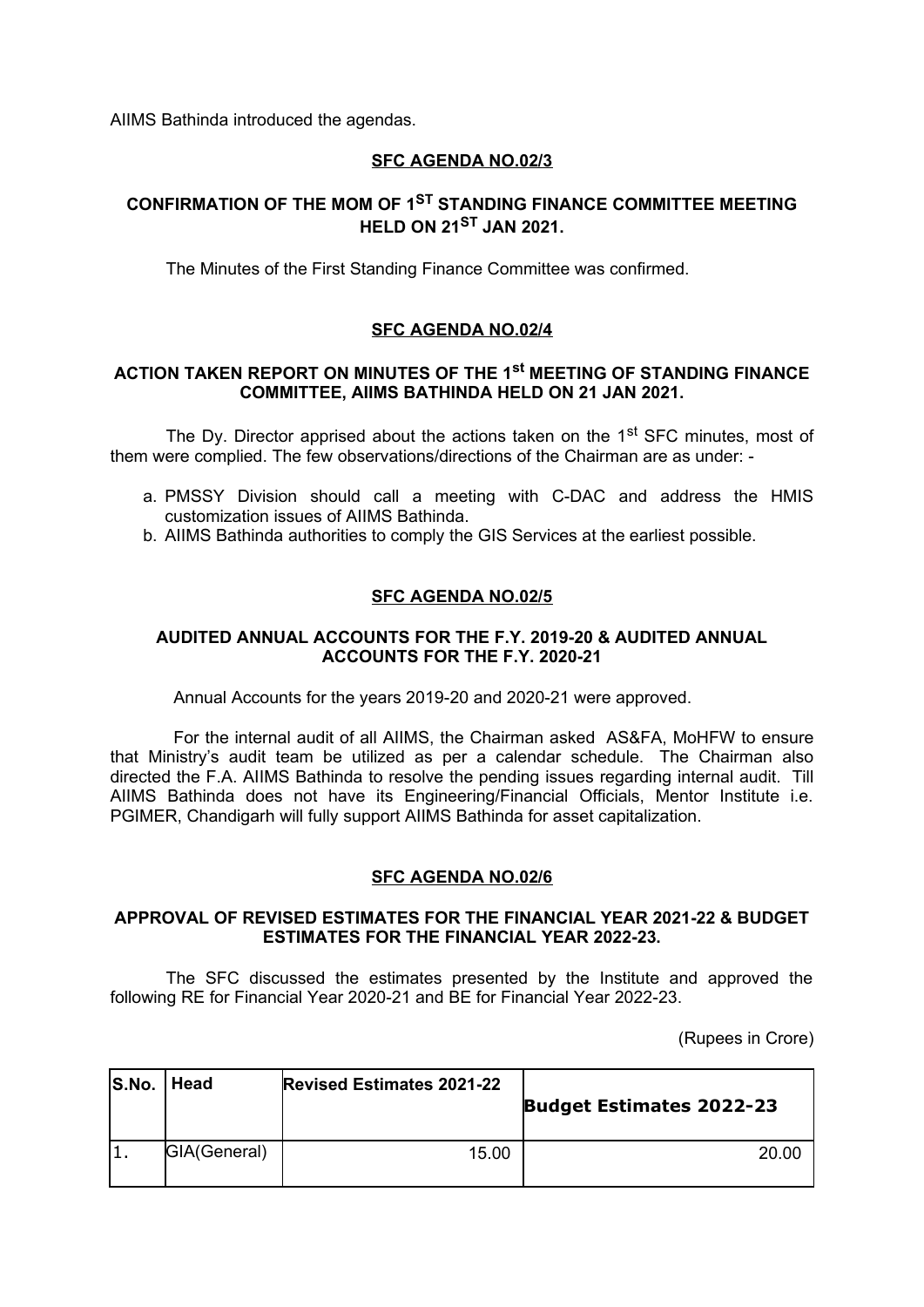AIIMS Bathinda introduced the agendas.

## SFC AGENDA NO.02/3

### CONFIRMATION OF THE MOM OF 1ST STANDING FINANCE COMMITTEE MEETING HELD ON 21ST JAN 2021.

The Minutes of the First Standing Finance Committee was confirmed.

## SFC AGENDA NO.02/4

### ACTION TAKEN REPORT ON MINUTES OF THE 1st MEETING OF STANDING FINANCE COMMITTEE, AIIMS BATHINDA HELD ON 21 JAN 2021.

The Dy. Director apprised about the actions taken on the 1st SFC minutes, most of them were complied. The few observations/directions of the Chairman are as under: -

a. PMSSY Division should call a meeting with C-DAC and address the HMIS customization issues of AIIMS Bathinda.
b. AIIMS Bathinda authorities to comply the GIS Services at the earliest possible.

## SFC AGENDA NO.02/5

### AUDITED ANNUAL ACCOUNTS FOR THE F.Y. 2019-20 & AUDITED ANNUAL ACCOUNTS FOR THE F.Y. 2020-21

Annual Accounts for the years 2019-20 and 2020-21 were approved.

For the internal audit of all AIIMS, the Chairman asked AS&FA, MoHFW to ensure that Ministry's audit team be utilized as per a calendar schedule. The Chairman also directed the F.A. AIIMS Bathinda to resolve the pending issues regarding internal audit. Till AIIMS Bathinda does not have its Engineering/Financial Officials, Mentor Institute i.e. PGIMER, Chandigarh will fully support AIIMS Bathinda for asset capitalization.

## SFC AGENDA NO.02/6

### APPROVAL OF REVISED ESTIMATES FOR THE FINANCIAL YEAR 2021-22 & BUDGET ESTIMATES FOR THE FINANCIAL YEAR 2022-23.

The SFC discussed the estimates presented by the Institute and approved the following RE for Financial Year 2020-21 and BE for Financial Year 2022-23.

(Rupees in Crore)

| S.No. | Head | Revised Estimates 2021-22 | Budget Estimates 2022-23 |
|---|---|---|---|
| 1. | GIA(General) | 15.00 | 20.00 |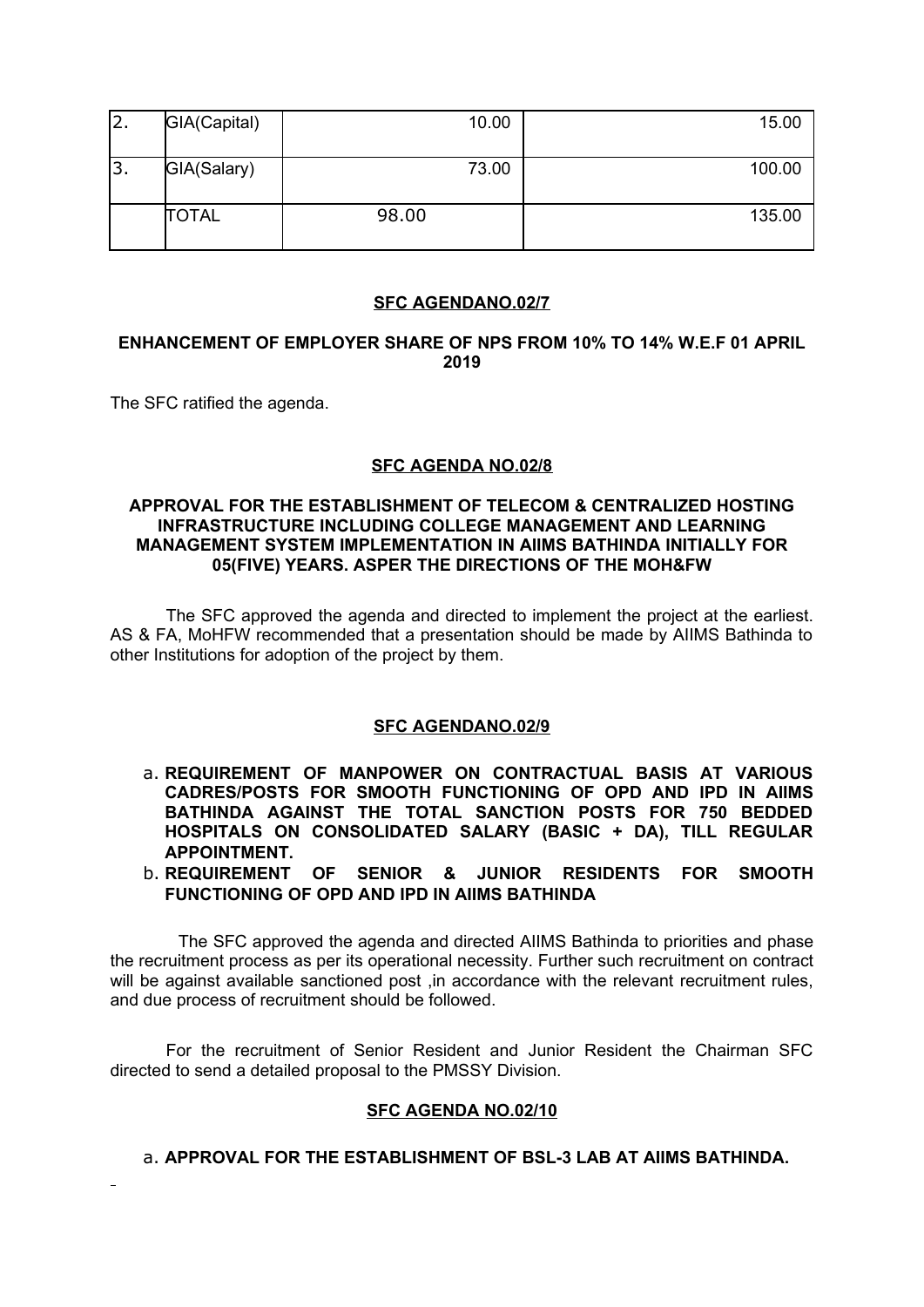| | | | |
|---|---|---|---|
| 2. | GIA(Capital) | 10.00 | 15.00 |
| 3. | GIA(Salary) | 73.00 | 100.00 |
| | TOTAL | 98.00 | 135.00 |

**SFC AGENDANO.02/7**

**ENHANCEMENT OF EMPLOYER SHARE OF NPS FROM 10% TO 14% W.E.F 01 APRIL 2019**

The SFC ratified the agenda.

**SFC AGENDA NO.02/8**

**APPROVAL FOR THE ESTABLISHMENT OF TELECOM & CENTRALIZED HOSTING INFRASTRUCTURE INCLUDING COLLEGE MANAGEMENT AND LEARNING MANAGEMENT SYSTEM IMPLEMENTATION IN AIIMS BATHINDA INITIALLY FOR 05(FIVE) YEARS. ASPER THE DIRECTIONS OF THE MOH&FW**

The SFC approved the agenda and directed to implement the project at the earliest. AS & FA, MoHFW recommended that a presentation should be made by AIIMS Bathinda to other Institutions for adoption of the project by them.

**SFC AGENDANO.02/9**

a. **REQUIREMENT OF MANPOWER ON CONTRACTUAL BASIS AT VARIOUS CADRES/POSTS FOR SMOOTH FUNCTIONING OF OPD AND IPD IN AIIMS BATHINDA AGAINST THE TOTAL SANCTION POSTS FOR 750 BEDDED HOSPITALS ON CONSOLIDATED SALARY (BASIC + DA), TILL REGULAR APPOINTMENT.**
b. **REQUIREMENT OF SENIOR & JUNIOR RESIDENTS FOR SMOOTH FUNCTIONING OF OPD AND IPD IN AIIMS BATHINDA**

The SFC approved the agenda and directed AIIMS Bathinda to priorities and phase the recruitment process as per its operational necessity. Further such recruitment on contract will be against available sanctioned post ,in accordance with the relevant recruitment rules, and due process of recruitment should be followed.

For the recruitment of Senior Resident and Junior Resident the Chairman SFC directed to send a detailed proposal to the PMSSY Division.

**SFC AGENDA NO.02/10**

a. **APPROVAL FOR THE ESTABLISHMENT OF BSL-3 LAB AT AIIMS BATHINDA.**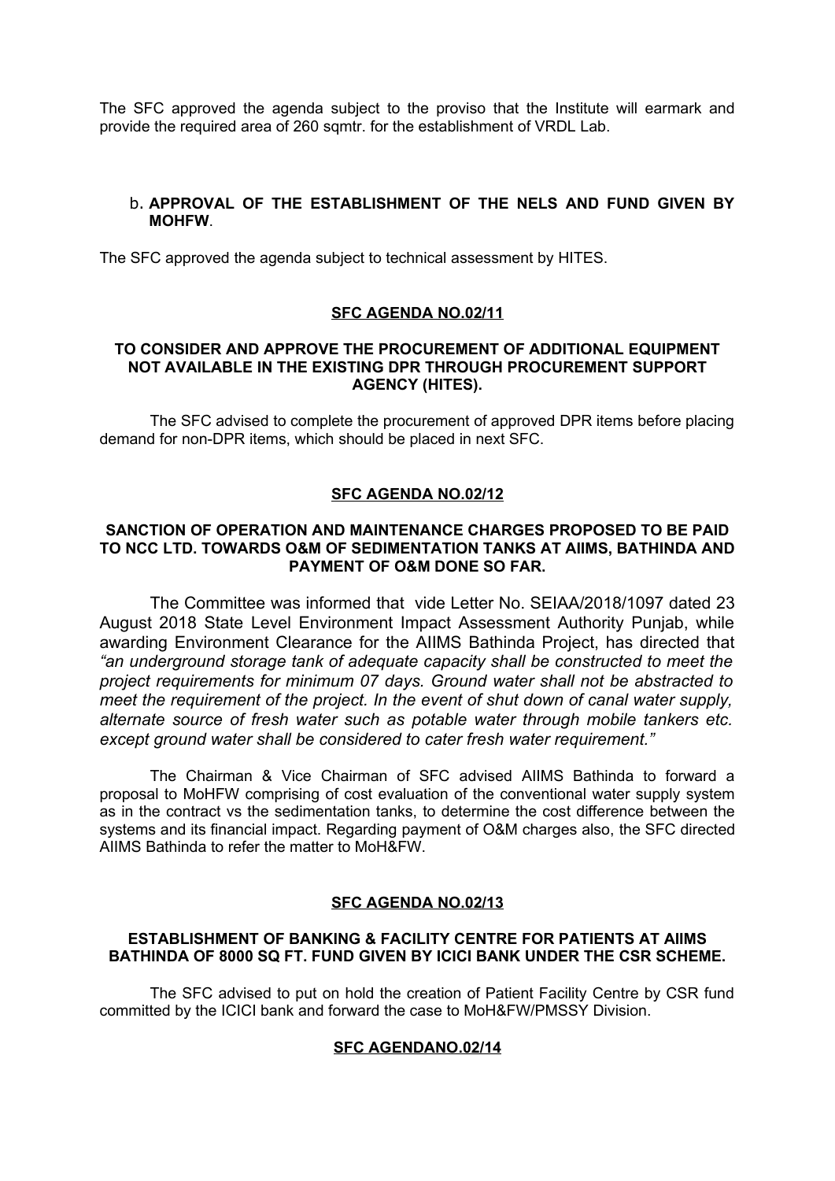The SFC approved the agenda subject to the proviso that the Institute will earmark and provide the required area of 260 sqmtr. for the establishment of VRDL Lab.

b. **APPROVAL OF THE ESTABLISHMENT OF THE NELS AND FUND GIVEN BY MOHFW**.

The SFC approved the agenda subject to technical assessment by HITES.

**SFC AGENDA NO.02/11**

**TO CONSIDER AND APPROVE THE PROCUREMENT OF ADDITIONAL EQUIPMENT NOT AVAILABLE IN THE EXISTING DPR THROUGH PROCUREMENT SUPPORT AGENCY (HITES).**

The SFC advised to complete the procurement of approved DPR items before placing demand for non-DPR items, which should be placed in next SFC.

**SFC AGENDA NO.02/12**

**SANCTION OF OPERATION AND MAINTENANCE CHARGES PROPOSED TO BE PAID TO NCC LTD. TOWARDS O&M OF SEDIMENTATION TANKS AT AIIMS, BATHINDA AND PAYMENT OF O&M DONE SO FAR.**

The Committee was informed that vide Letter No. SEIAA/2018/1097 dated 23 August 2018 State Level Environment Impact Assessment Authority Punjab, while awarding Environment Clearance for the AIIMS Bathinda Project, has directed that *"an underground storage tank of adequate capacity shall be constructed to meet the project requirements for minimum 07 days. Ground water shall not be abstracted to meet the requirement of the project. In the event of shut down of canal water supply, alternate source of fresh water such as potable water through mobile tankers etc. except ground water shall be considered to cater fresh water requirement."*

The Chairman & Vice Chairman of SFC advised AIIMS Bathinda to forward a proposal to MoHFW comprising of cost evaluation of the conventional water supply system as in the contract vs the sedimentation tanks, to determine the cost difference between the systems and its financial impact. Regarding payment of O&M charges also, the SFC directed AIIMS Bathinda to refer the matter to MoH&FW.

**SFC AGENDA NO.02/13**

**ESTABLISHMENT OF BANKING & FACILITY CENTRE FOR PATIENTS AT AIIMS BATHINDA OF 8000 SQ FT. FUND GIVEN BY ICICI BANK UNDER THE CSR SCHEME.**

The SFC advised to put on hold the creation of Patient Facility Centre by CSR fund committed by the ICICI bank and forward the case to MoH&FW/PMSSY Division.

**SFC AGENDANO.02/14**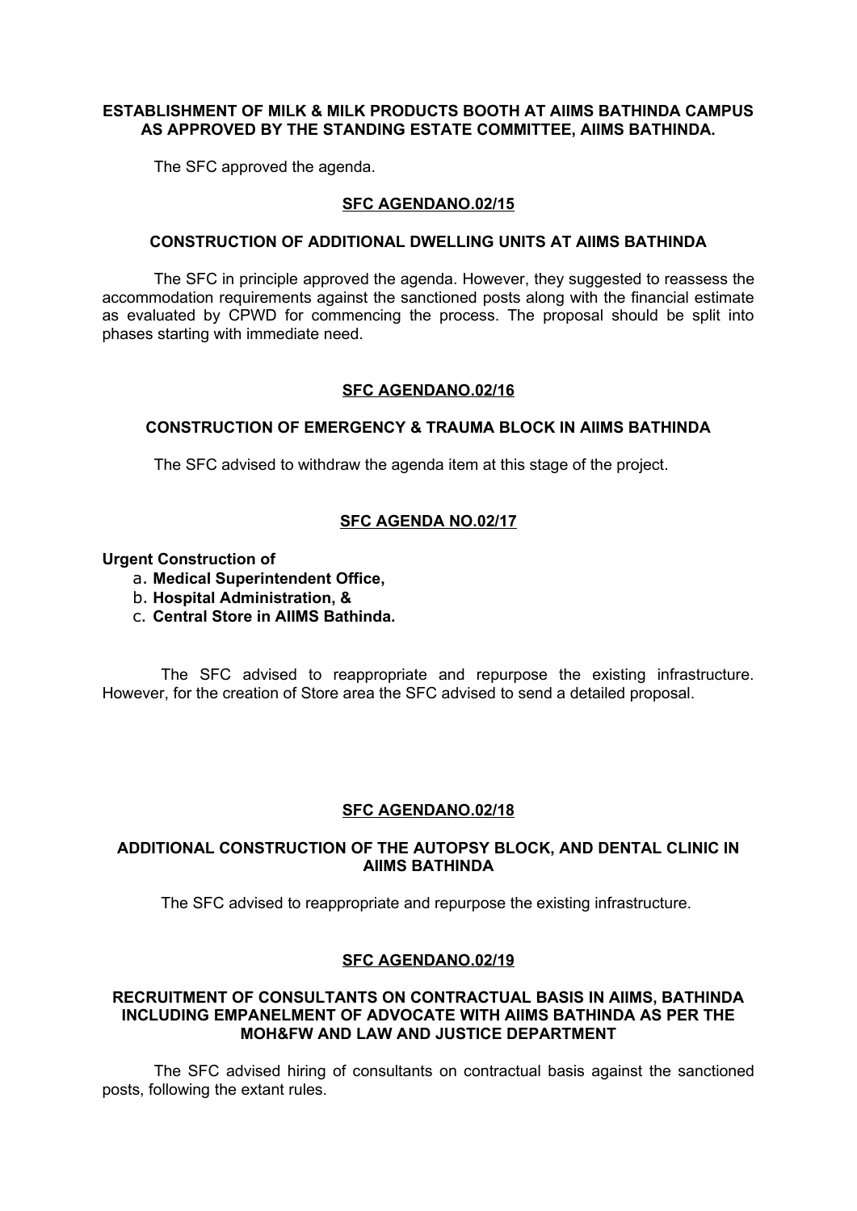**ESTABLISHMENT OF MILK & MILK PRODUCTS BOOTH AT AIIMS BATHINDA CAMPUS AS APPROVED BY THE STANDING ESTATE COMMITTEE, AIIMS BATHINDA.**

The SFC approved the agenda.

## SFC AGENDANO.02/15

### CONSTRUCTION OF ADDITIONAL DWELLING UNITS AT AIIMS BATHINDA

The SFC in principle approved the agenda. However, they suggested to reassess the accommodation requirements against the sanctioned posts along with the financial estimate as evaluated by CPWD for commencing the process. The proposal should be split into phases starting with immediate need.

## SFC AGENDANO.02/16

### CONSTRUCTION OF EMERGENCY & TRAUMA BLOCK IN AIIMS BATHINDA

The SFC advised to withdraw the agenda item at this stage of the project.

## SFC AGENDA NO.02/17

**Urgent Construction of**

a. **Medical Superintendent Office,**
b. **Hospital Administration, &**
c. **Central Store in AIIMS Bathinda.**

The SFC advised to reappropriate and repurpose the existing infrastructure. However, for the creation of Store area the SFC advised to send a detailed proposal.

## SFC AGENDANO.02/18

### ADDITIONAL CONSTRUCTION OF THE AUTOPSY BLOCK, AND DENTAL CLINIC IN AIIMS BATHINDA

The SFC advised to reappropriate and repurpose the existing infrastructure.

## SFC AGENDANO.02/19

### RECRUITMENT OF CONSULTANTS ON CONTRACTUAL BASIS IN AIIMS, BATHINDA INCLUDING EMPANELMENT OF ADVOCATE WITH AIIMS BATHINDA AS PER THE MOH&FW AND LAW AND JUSTICE DEPARTMENT

The SFC advised hiring of consultants on contractual basis against the sanctioned posts, following the extant rules.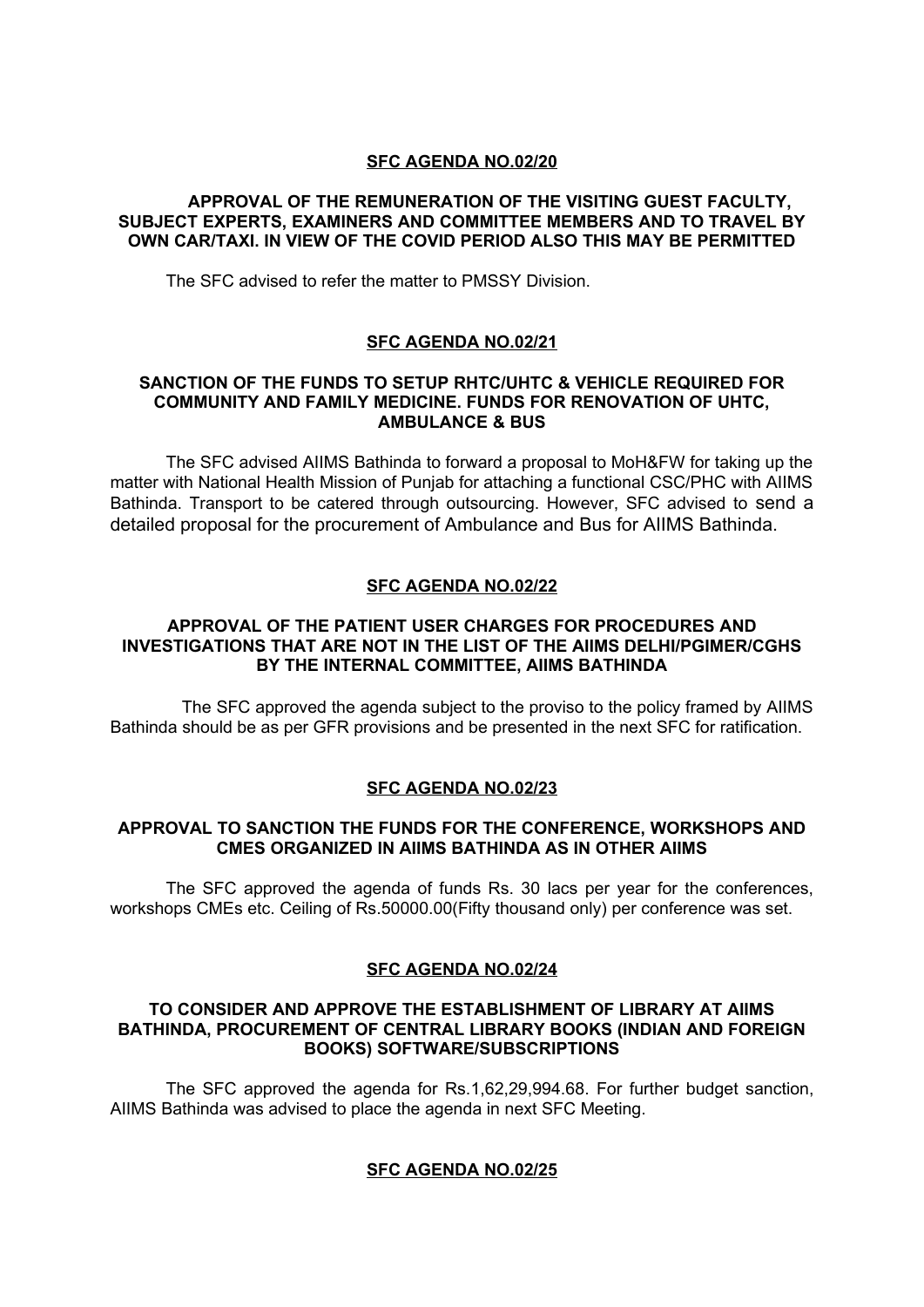**SFC AGENDA NO.02/20**

**APPROVAL OF THE REMUNERATION OF THE VISITING GUEST FACULTY, SUBJECT EXPERTS, EXAMINERS AND COMMITTEE MEMBERS AND TO TRAVEL BY OWN CAR/TAXI. IN VIEW OF THE COVID PERIOD ALSO THIS MAY BE PERMITTED**

The SFC advised to refer the matter to PMSSY Division.

**SFC AGENDA NO.02/21**

**SANCTION OF THE FUNDS TO SETUP RHTC/UHTC & VEHICLE REQUIRED FOR COMMUNITY AND FAMILY MEDICINE. FUNDS FOR RENOVATION OF UHTC, AMBULANCE & BUS**

The SFC advised AIIMS Bathinda to forward a proposal to MoH&FW for taking up the matter with National Health Mission of Punjab for attaching a functional CSC/PHC with AIIMS Bathinda. Transport to be catered through outsourcing. However, SFC advised to send a detailed proposal for the procurement of Ambulance and Bus for AIIMS Bathinda.

**SFC AGENDA NO.02/22**

**APPROVAL OF THE PATIENT USER CHARGES FOR PROCEDURES AND INVESTIGATIONS THAT ARE NOT IN THE LIST OF THE AIIMS DELHI/PGIMER/CGHS BY THE INTERNAL COMMITTEE, AIIMS BATHINDA**

The SFC approved the agenda subject to the proviso to the policy framed by AIIMS Bathinda should be as per GFR provisions and be presented in the next SFC for ratification.

**SFC AGENDA NO.02/23**

**APPROVAL TO SANCTION THE FUNDS FOR THE CONFERENCE, WORKSHOPS AND CMES ORGANIZED IN AIIMS BATHINDA AS IN OTHER AIIMS**

The SFC approved the agenda of funds Rs. 30 lacs per year for the conferences, workshops CMEs etc. Ceiling of Rs.50000.00(Fifty thousand only) per conference was set.

**SFC AGENDA NO.02/24**

**TO CONSIDER AND APPROVE THE ESTABLISHMENT OF LIBRARY AT AIIMS BATHINDA, PROCUREMENT OF CENTRAL LIBRARY BOOKS (INDIAN AND FOREIGN BOOKS) SOFTWARE/SUBSCRIPTIONS**

The SFC approved the agenda for Rs.1,62,29,994.68. For further budget sanction, AIIMS Bathinda was advised to place the agenda in next SFC Meeting.

**SFC AGENDA NO.02/25**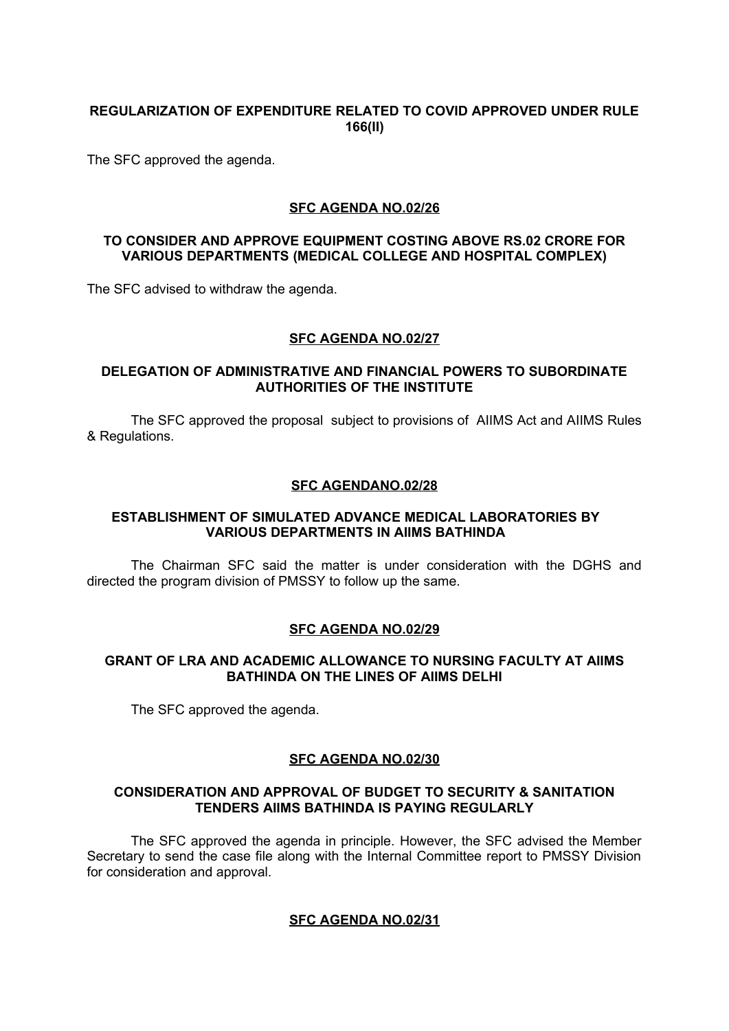**REGULARIZATION OF EXPENDITURE RELATED TO COVID APPROVED UNDER RULE 166(II)**

The SFC approved the agenda.

**SFC AGENDA NO.02/26**

**TO CONSIDER AND APPROVE EQUIPMENT COSTING ABOVE RS.02 CRORE FOR VARIOUS DEPARTMENTS (MEDICAL COLLEGE AND HOSPITAL COMPLEX)**

The SFC advised to withdraw the agenda.

**SFC AGENDA NO.02/27**

**DELEGATION OF ADMINISTRATIVE AND FINANCIAL POWERS TO SUBORDINATE AUTHORITIES OF THE INSTITUTE**

The SFC approved the proposal subject to provisions of AIIMS Act and AIIMS Rules & Regulations.

**SFC AGENDANO.02/28**

**ESTABLISHMENT OF SIMULATED ADVANCE MEDICAL LABORATORIES BY VARIOUS DEPARTMENTS IN AIIMS BATHINDA**

The Chairman SFC said the matter is under consideration with the DGHS and directed the program division of PMSSY to follow up the same.

**SFC AGENDA NO.02/29**

**GRANT OF LRA AND ACADEMIC ALLOWANCE TO NURSING FACULTY AT AIIMS BATHINDA ON THE LINES OF AIIMS DELHI**

The SFC approved the agenda.

**SFC AGENDA NO.02/30**

**CONSIDERATION AND APPROVAL OF BUDGET TO SECURITY & SANITATION TENDERS AIIMS BATHINDA IS PAYING REGULARLY**

The SFC approved the agenda in principle. However, the SFC advised the Member Secretary to send the case file along with the Internal Committee report to PMSSY Division for consideration and approval.

**SFC AGENDA NO.02/31**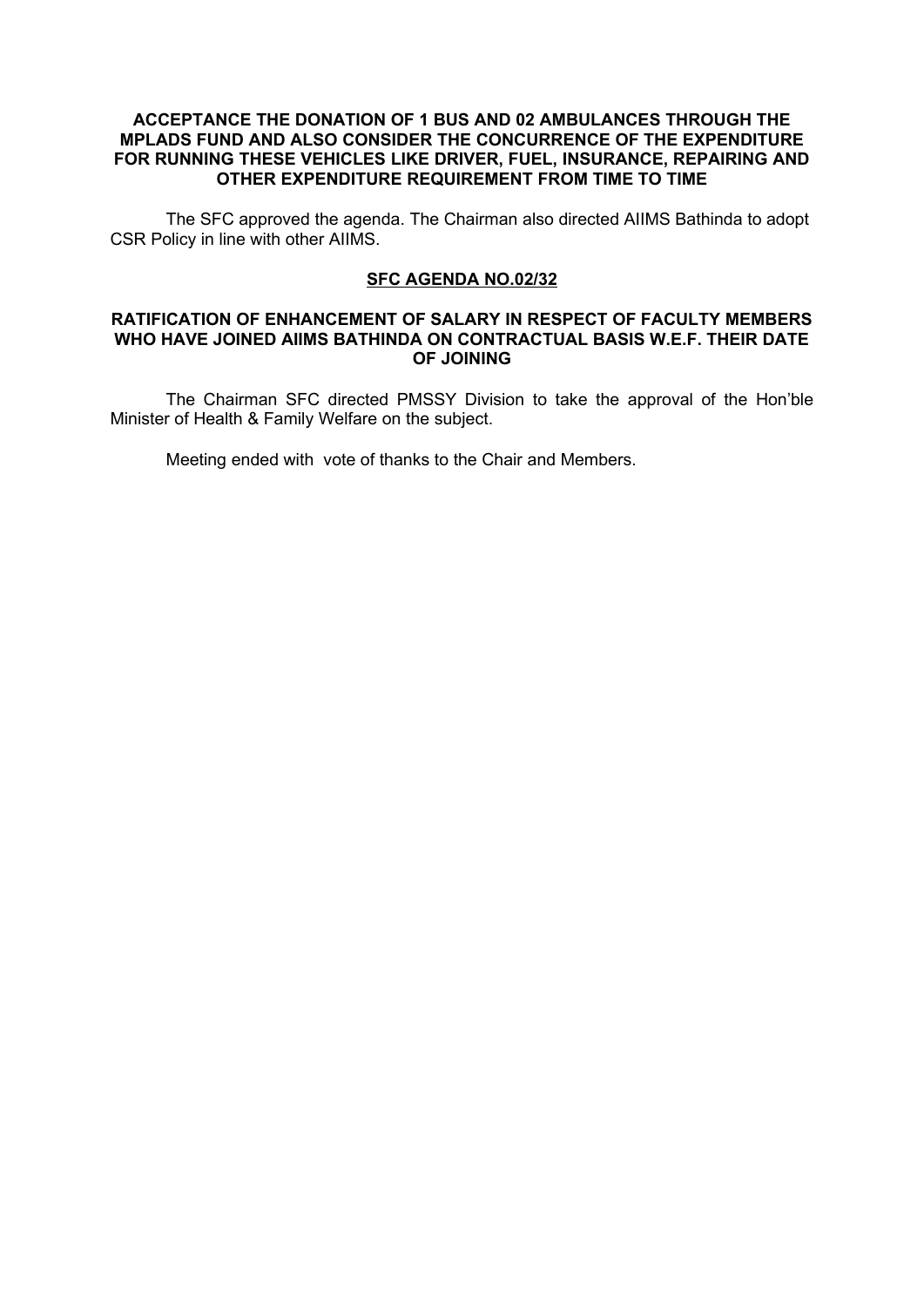**ACCEPTANCE THE DONATION OF 1 BUS AND 02 AMBULANCES THROUGH THE MPLADS FUND AND ALSO CONSIDER THE CONCURRENCE OF THE EXPENDITURE FOR RUNNING THESE VEHICLES LIKE DRIVER, FUEL, INSURANCE, REPAIRING AND OTHER EXPENDITURE REQUIREMENT FROM TIME TO TIME**

The SFC approved the agenda. The Chairman also directed AIIMS Bathinda to adopt CSR Policy in line with other AIIMS.

**SFC AGENDA NO.02/32**

**RATIFICATION OF ENHANCEMENT OF SALARY IN RESPECT OF FACULTY MEMBERS WHO HAVE JOINED AIIMS BATHINDA ON CONTRACTUAL BASIS W.E.F. THEIR DATE OF JOINING**

The Chairman SFC directed PMSSY Division to take the approval of the Hon'ble Minister of Health & Family Welfare on the subject.

Meeting ended with vote of thanks to the Chair and Members.